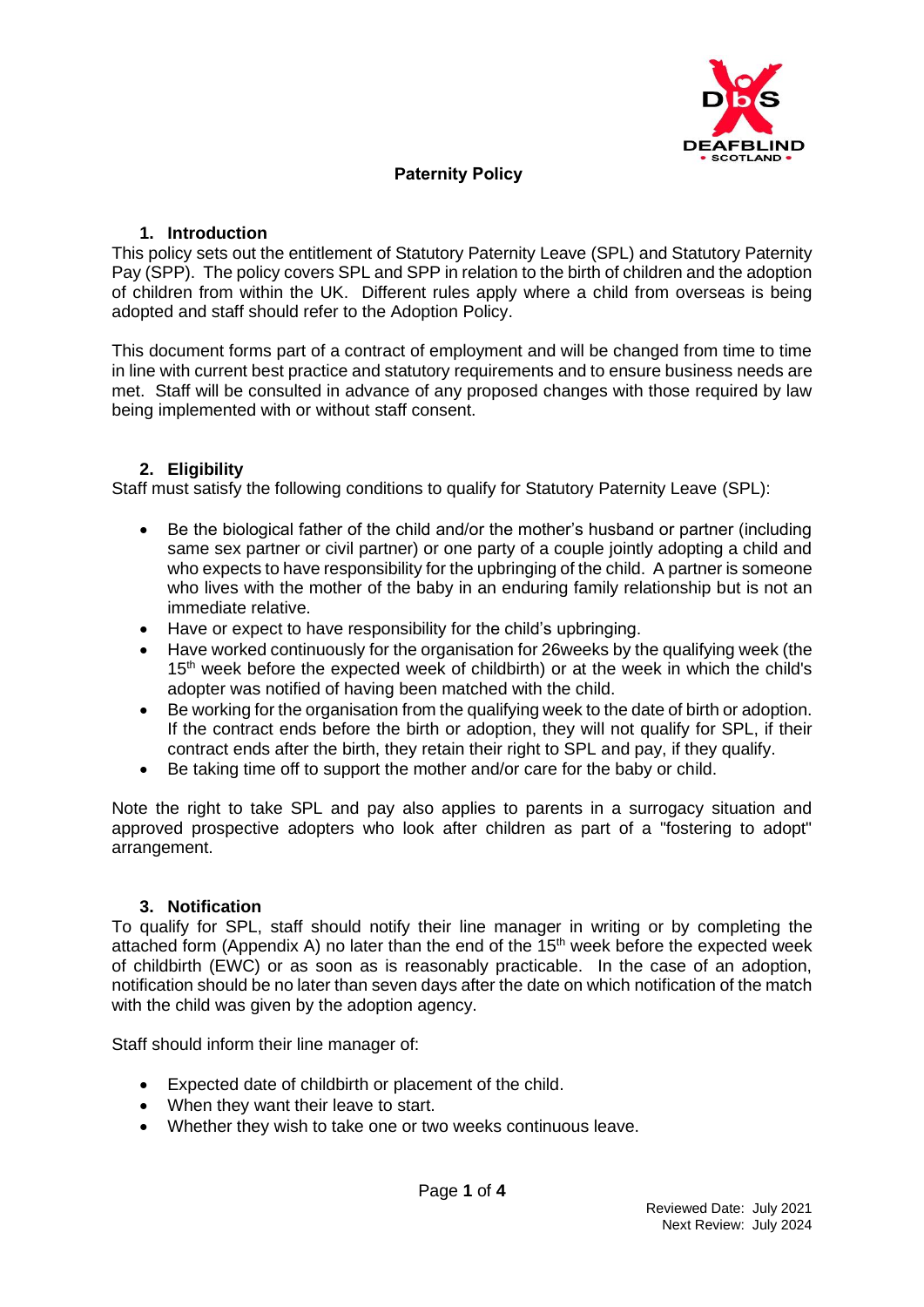# Paternity Policy

## 1. Introduction

This policy sets out the entitlement of Statutory Paternity Leave (SPL) and Statutory Paternity Pay (SPP). The policy covers SPL and SPP in relation to the birth of children and the adoption of children from within the UK. Different rules apply where a child from overseas is being adopted and staff should refer to the Adoption Policy.

This document forms part of a contract of employment and will be changed from time to time in line with current best practice and statutory requirements and to ensure business needs are met. Staff will be consulted in advance of any proposed changes with those required by law being implemented with or without staff consent.

## 2. Eligibility

Staff must satisfy the following conditions to qualify for Statutory Paternity Leave (SPL):

- Be the biological father of the child and/or the mother's husband or partner (including same sex partner or civil partner) or one party of a couple jointly adopting a child and who expects to have responsibility for the upbringing of the child. A partner is someone who lives with the mother of the baby in an enduring family relationship but is not an immediate relative.
- Have or expect to have responsibility for the child's upbringing.
- Have worked continuously for the organisation for 26weeks by the qualifying week (the 15th week before the expected week of childbirth) or at the week in which the child's adopter was notified of having been matched with the child.
- Be working for the organisation from the qualifying week to the date of birth or adoption. If the contract ends before the birth or adoption, they will not qualify for SPL, if their contract ends after the birth, they retain their right to SPL and pay, if they qualify.
- Be taking time off to support the mother and/or care for the baby or child.

Note the right to take SPL and pay also applies to parents in a surrogacy situation and approved prospective adopters who look after children as part of a "fostering to adopt" arrangement.

## 3. Notification

To qualify for SPL, staff should notify their line manager in writing or by completing the attached form (Appendix A) no later than the end of the 15th week before the expected week of childbirth (EWC) or as soon as is reasonably practicable. In the case of an adoption, notification should be no later than seven days after the date on which notification of the match with the child was given by the adoption agency.

Staff should inform their line manager of:

- Expected date of childbirth or placement of the child.
- When they want their leave to start.
- Whether they wish to take one or two weeks continuous leave.

Reviewed Date: July 2021
Next Review: July 2024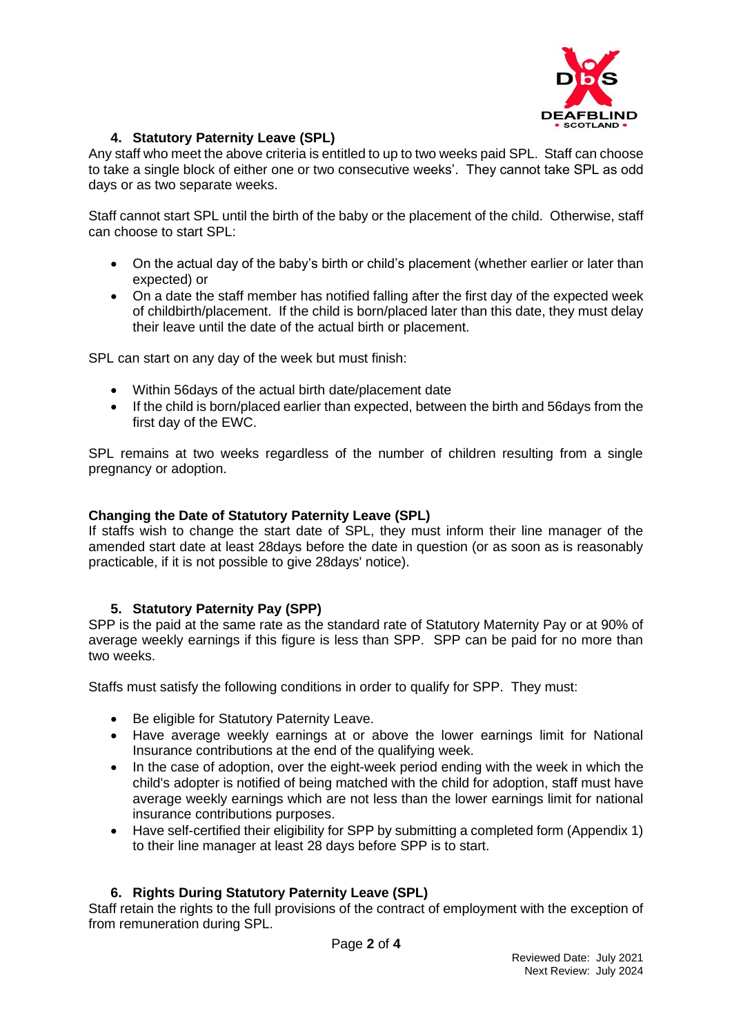## 4. Statutory Paternity Leave (SPL)

Any staff who meet the above criteria is entitled to up to two weeks paid SPL. Staff can choose to take a single block of either one or two consecutive weeks'. They cannot take SPL as odd days or as two separate weeks.

Staff cannot start SPL until the birth of the baby or the placement of the child. Otherwise, staff can choose to start SPL:

- On the actual day of the baby's birth or child's placement (whether earlier or later than expected) or
- On a date the staff member has notified falling after the first day of the expected week of childbirth/placement. If the child is born/placed later than this date, they must delay their leave until the date of the actual birth or placement.

SPL can start on any day of the week but must finish:

- Within 56days of the actual birth date/placement date
- If the child is born/placed earlier than expected, between the birth and 56days from the first day of the EWC.

SPL remains at two weeks regardless of the number of children resulting from a single pregnancy or adoption.

### Changing the Date of Statutory Paternity Leave (SPL)

If staffs wish to change the start date of SPL, they must inform their line manager of the amended start date at least 28days before the date in question (or as soon as is reasonably practicable, if it is not possible to give 28days' notice).

## 5. Statutory Paternity Pay (SPP)

SPP is the paid at the same rate as the standard rate of Statutory Maternity Pay or at 90% of average weekly earnings if this figure is less than SPP. SPP can be paid for no more than two weeks.

Staffs must satisfy the following conditions in order to qualify for SPP. They must:

- Be eligible for Statutory Paternity Leave.
- Have average weekly earnings at or above the lower earnings limit for National Insurance contributions at the end of the qualifying week.
- In the case of adoption, over the eight-week period ending with the week in which the child's adopter is notified of being matched with the child for adoption, staff must have average weekly earnings which are not less than the lower earnings limit for national insurance contributions purposes.
- Have self-certified their eligibility for SPP by submitting a completed form (Appendix 1) to their line manager at least 28 days before SPP is to start.

## 6. Rights During Statutory Paternity Leave (SPL)

Staff retain the rights to the full provisions of the contract of employment with the exception of from remuneration during SPL.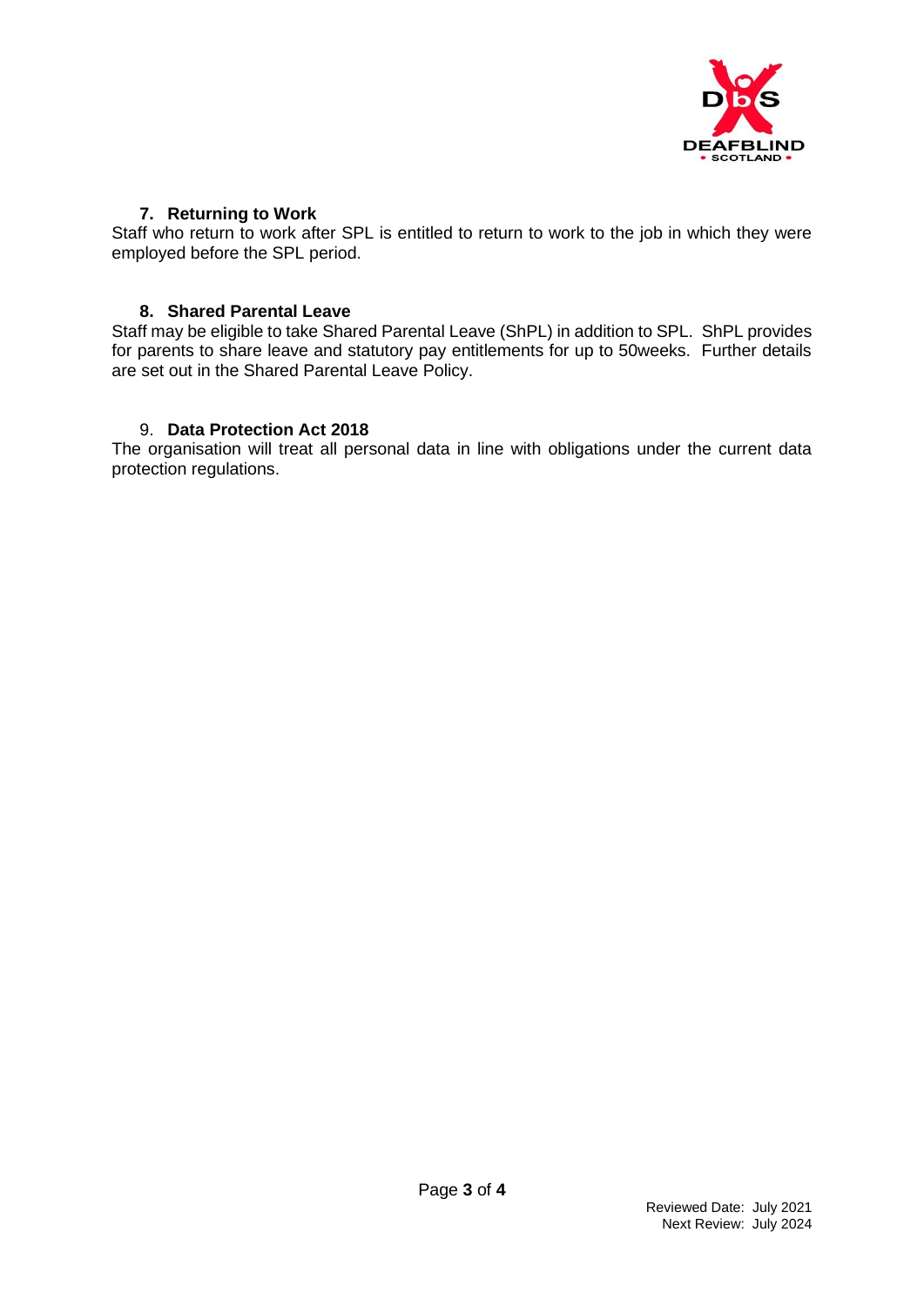## 7. Returning to Work

Staff who return to work after SPL is entitled to return to work to the job in which they were employed before the SPL period.

## 8. Shared Parental Leave

Staff may be eligible to take Shared Parental Leave (ShPL) in addition to SPL. ShPL provides for parents to share leave and statutory pay entitlements for up to 50weeks. Further details are set out in the Shared Parental Leave Policy.

## 9. Data Protection Act 2018

The organisation will treat all personal data in line with obligations under the current data protection regulations.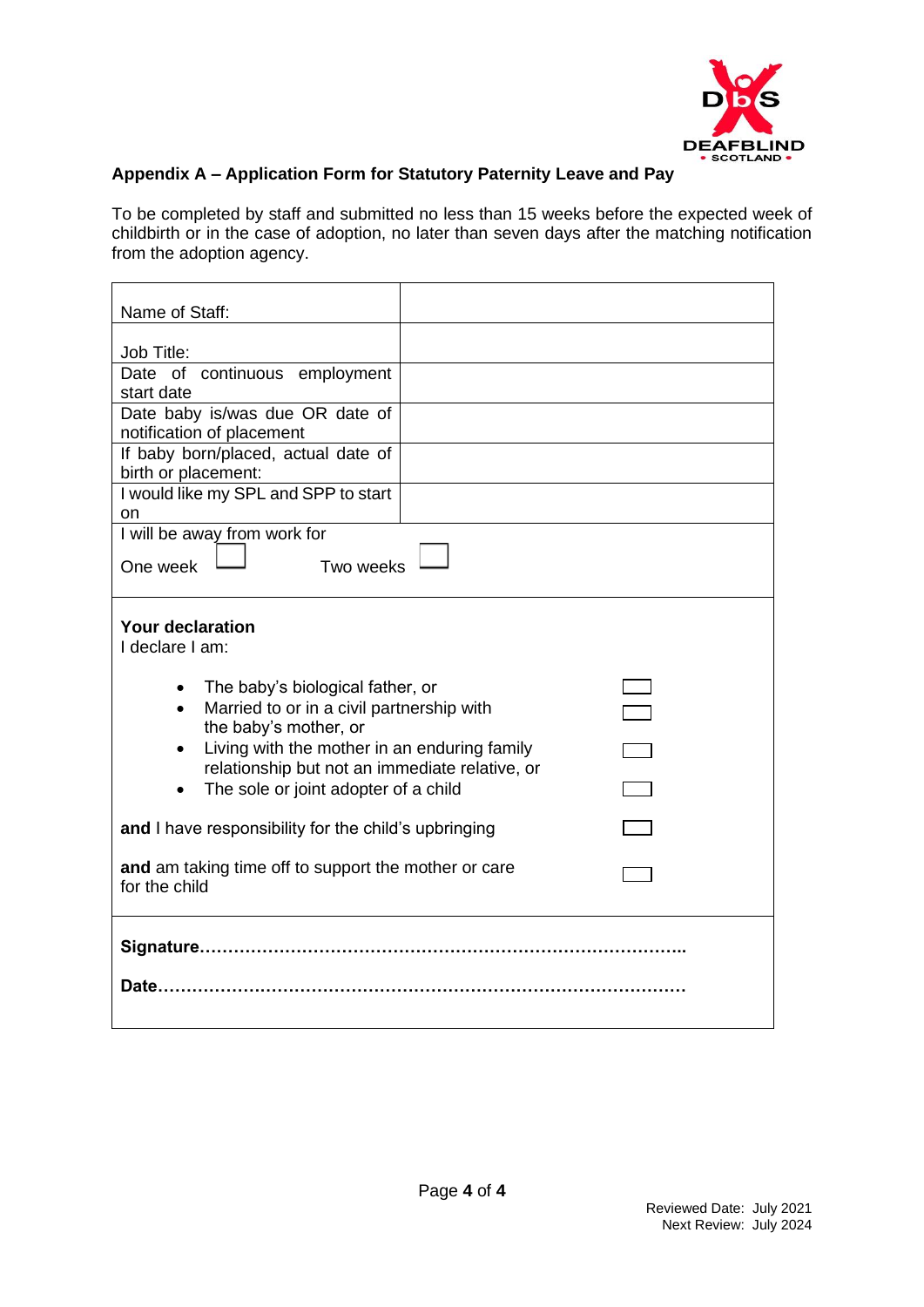## Appendix A – Application Form for Statutory Paternity Leave and Pay

To be completed by staff and submitted no less than 15 weeks before the expected week of childbirth or in the case of adoption, no later than seven days after the matching notification from the adoption agency.

| | |
|---|---|
| Name of Staff: | |
| Job Title: | |
| Date of continuous employment start date | |
| Date baby is/was due OR date of notification of placement | |
| If baby born/placed, actual date of birth or placement: | |
| I would like my SPL and SPP to start on | |

I will be away from work for

One week ☐ Two weeks ☐

**Your declaration**

I declare I am:

- The baby's biological father, or ☐
- Married to or in a civil partnership with the baby's mother, or ☐
- Living with the mother in an enduring family relationship but not an immediate relative, or ☐
- The sole or joint adopter of a child ☐

**and** I have responsibility for the child's upbringing ☐

**and** am taking time off to support the mother or care for the child ☐

**Signature**…………………………………………………………………………..

**Date**………………………………………………………………………………

Reviewed Date: July 2021
Next Review: July 2024